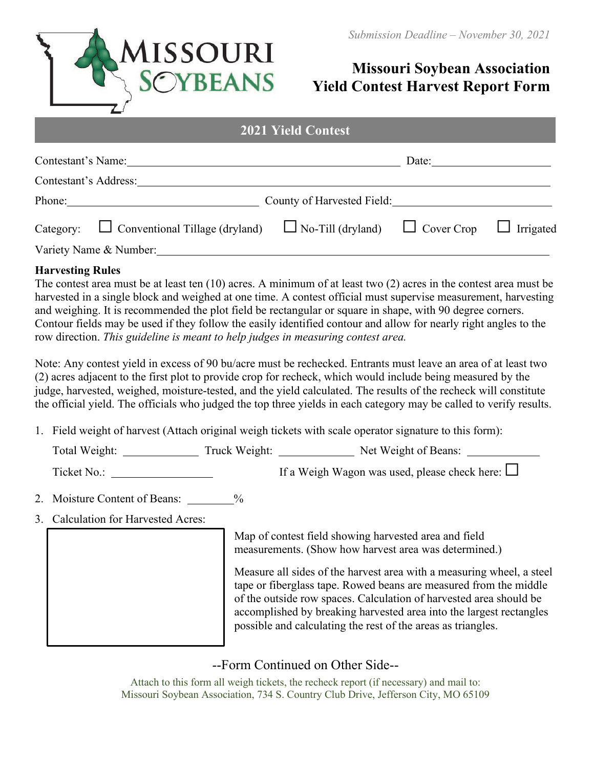*Submission Deadline – November 30, 2021*

MISSOURI SOYBEANS

# Missouri Soybean Association Yield Contest Harvest Report Form

## 2021 Yield Contest

Contestant's Name: ______________________________ Date: ______________

Contestant's Address: ______________________________

Phone: ______________________ County of Harvested Field: ______________________

Category: ☐ Conventional Tillage (dryland) ☐ No-Till (dryland) ☐ Cover Crop ☐ Irrigated

Variety Name & Number: ______________________________

**Harvesting Rules**

The contest area must be at least ten (10) acres. A minimum of at least two (2) acres in the contest area must be harvested in a single block and weighed at one time. A contest official must supervise measurement, harvesting and weighing. It is recommended the plot field be rectangular or square in shape, with 90 degree corners. Contour fields may be used if they follow the easily identified contour and allow for nearly right angles to the row direction. *This guideline is meant to help judges in measuring contest area.*

Note: Any contest yield in excess of 90 bu/acre must be rechecked. Entrants must leave an area of at least two (2) acres adjacent to the first plot to provide crop for recheck, which would include being measured by the judge, harvested, weighed, moisture-tested, and the yield calculated. The results of the recheck will constitute the official yield. The officials who judged the top three yields in each category may be called to verify results.

1. Field weight of harvest (Attach original weigh tickets with scale operator signature to this form):

   Total Weight: __________ Truck Weight: __________ Net Weight of Beans: __________

   Ticket No.: ______________ If a Weigh Wagon was used, please check here: ☐

2. Moisture Content of Beans: ________%

3. Calculation for Harvested Acres:

   Map of contest field showing harvested area and field measurements. (Show how harvest area was determined.)

   Measure all sides of the harvest area with a measuring wheel, a steel tape or fiberglass tape. Rowed beans are measured from the middle of the outside row spaces. Calculation of harvested area should be accomplished by breaking harvested area into the largest rectangles possible and calculating the rest of the areas as triangles.

--Form Continued on Other Side--

Attach to this form all weigh tickets, the recheck report (if necessary) and mail to:
Missouri Soybean Association, 734 S. Country Club Drive, Jefferson City, MO 65109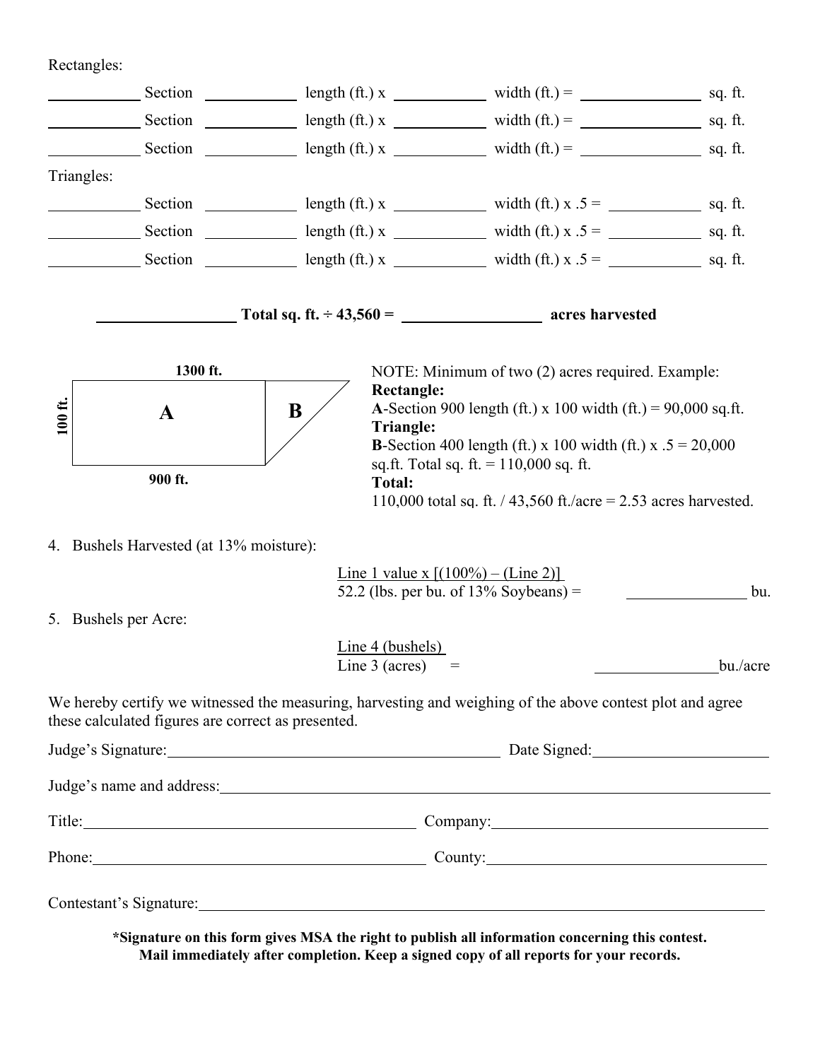Rectangles:

\_\_\_\_\_\_\_\_\_\_ Section \_\_\_\_\_\_\_\_\_\_ length (ft.) x \_\_\_\_\_\_\_\_\_\_ width (ft.) = \_\_\_\_\_\_\_\_\_\_\_\_ sq. ft.

\_\_\_\_\_\_\_\_\_\_ Section \_\_\_\_\_\_\_\_\_\_ length (ft.) x \_\_\_\_\_\_\_\_\_\_ width (ft.) = \_\_\_\_\_\_\_\_\_\_\_\_ sq. ft.

\_\_\_\_\_\_\_\_\_\_ Section \_\_\_\_\_\_\_\_\_\_ length (ft.) x \_\_\_\_\_\_\_\_\_\_ width (ft.) = \_\_\_\_\_\_\_\_\_\_\_\_ sq. ft.

Triangles:

\_\_\_\_\_\_\_\_\_\_ Section \_\_\_\_\_\_\_\_\_\_ length (ft.) x \_\_\_\_\_\_\_\_\_\_ width (ft.) x .5 = \_\_\_\_\_\_\_\_\_\_ sq. ft.

\_\_\_\_\_\_\_\_\_\_ Section \_\_\_\_\_\_\_\_\_\_ length (ft.) x \_\_\_\_\_\_\_\_\_\_ width (ft.) x .5 = \_\_\_\_\_\_\_\_\_\_ sq. ft.

\_\_\_\_\_\_\_\_\_\_ Section \_\_\_\_\_\_\_\_\_\_ length (ft.) x \_\_\_\_\_\_\_\_\_\_ width (ft.) x .5 = \_\_\_\_\_\_\_\_\_\_ sq. ft.

\_\_\_\_\_\_\_\_\_\_\_\_\_\_ **Total sq. ft. ÷ 43,560 =** \_\_\_\_\_\_\_\_\_\_\_\_\_\_ **acres harvested**

**1300 ft.** | **100 ft.** | **A** | **B** | **900 ft.**

NOTE: Minimum of two (2) acres required. Example:
**Rectangle:**
**A**-Section 900 length (ft.) x 100 width (ft.) = 90,000 sq.ft.
**Triangle:**
**B**-Section 400 length (ft.) x 100 width (ft.) x .5 = 20,000 sq.ft. Total sq. ft. = 110,000 sq. ft.
**Total:**
110,000 total sq. ft. / 43,560 ft./acre = 2.53 acres harvested.

4. Bushels Harvested (at 13% moisture):

$$\frac{\text{Line 1 value} \times [(100\%) - (\text{Line 2})]}{52.2 \text{ (lbs. per bu. of 13\% Soybeans)}} = \underline{\hspace{3cm}} \text{ bu.}$$

5. Bushels per Acre:

$$\frac{\text{Line 4 (bushels)}}{\text{Line 3 (acres)}} = \underline{\hspace{3cm}} \text{bu./acre}$$

We hereby certify we witnessed the measuring, harvesting and weighing of the above contest plot and agree these calculated figures are correct as presented.

Judge's Signature:\_\_\_\_\_\_\_\_\_\_\_\_\_\_\_\_\_\_\_\_\_\_\_\_\_\_\_\_\_\_ Date Signed:\_\_\_\_\_\_\_\_\_\_\_\_\_\_\_\_

Judge's name and address:\_\_\_\_\_\_\_\_\_\_\_\_\_\_\_\_\_\_\_\_\_\_\_\_\_\_\_\_\_\_\_\_\_\_\_\_\_\_\_\_

Title:\_\_\_\_\_\_\_\_\_\_\_\_\_\_\_\_\_\_\_\_\_\_\_\_\_\_\_\_ Company:\_\_\_\_\_\_\_\_\_\_\_\_\_\_\_\_\_\_\_\_\_\_\_\_

Phone:\_\_\_\_\_\_\_\_\_\_\_\_\_\_\_\_\_\_\_\_\_\_\_\_\_\_\_\_ County:\_\_\_\_\_\_\_\_\_\_\_\_\_\_\_\_\_\_\_\_\_\_\_\_

Contestant's Signature:\_\_\_\_\_\_\_\_\_\_\_\_\_\_\_\_\_\_\_\_\_\_\_\_\_\_\_\_\_\_\_\_\_\_\_\_\_\_\_\_\_\_\_\_

**\*Signature on this form gives MSA the right to publish all information concerning this contest. Mail immediately after completion. Keep a signed copy of all reports for your records.**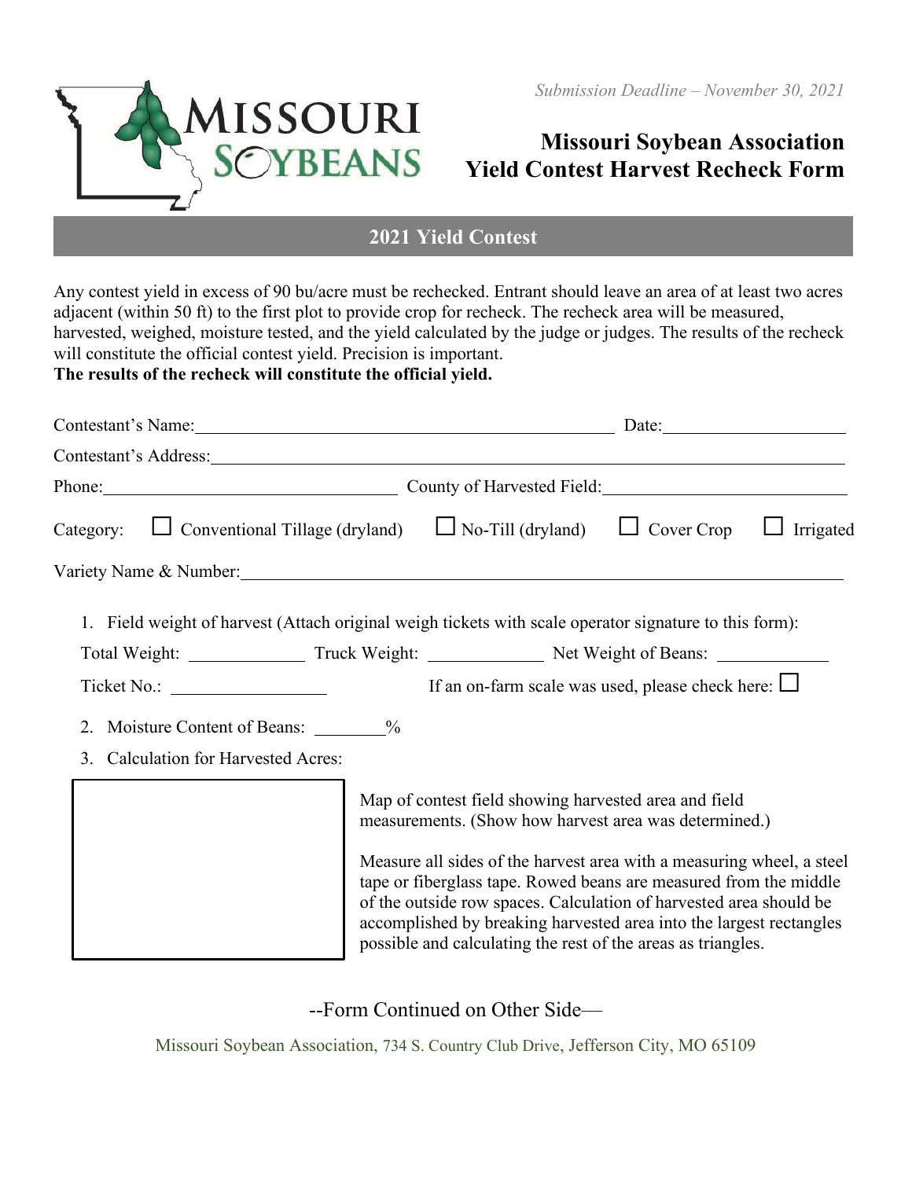Submission Deadline – November 30, 2021

# Missouri Soybean Association
# Yield Contest Harvest Recheck Form

## 2021 Yield Contest

Any contest yield in excess of 90 bu/acre must be rechecked. Entrant should leave an area of at least two acres adjacent (within 50 ft) to the first plot to provide crop for recheck. The recheck area will be measured, harvested, weighed, moisture tested, and the yield calculated by the judge or judges. The results of the recheck will constitute the official contest yield. Precision is important.
**The results of the recheck will constitute the official yield.**

Contestant's Name:______________________________________________ Date:____________________

Contestant's Address:________________________________________________________________________

Phone:__________________________________ County of Harvested Field:__________________________

Category: ☐ Conventional Tillage (dryland) ☐ No-Till (dryland) ☐ Cover Crop ☐ Irrigated

Variety Name & Number:______________________________________________________________________

1. Field weight of harvest (Attach original weigh tickets with scale operator signature to this form):

   Total Weight: ____________ Truck Weight: ____________ Net Weight of Beans: ____________

   Ticket No.: ________________ If an on-farm scale was used, please check here: ☐

2. Moisture Content of Beans: ________%

3. Calculation for Harvested Acres:

Map of contest field showing harvested area and field measurements. (Show how harvest area was determined.)

Measure all sides of the harvest area with a measuring wheel, a steel tape or fiberglass tape. Rowed beans are measured from the middle of the outside row spaces. Calculation of harvested area should be accomplished by breaking harvested area into the largest rectangles possible and calculating the rest of the areas as triangles.

--Form Continued on Other Side—

Missouri Soybean Association, 734 S. Country Club Drive, Jefferson City, MO 65109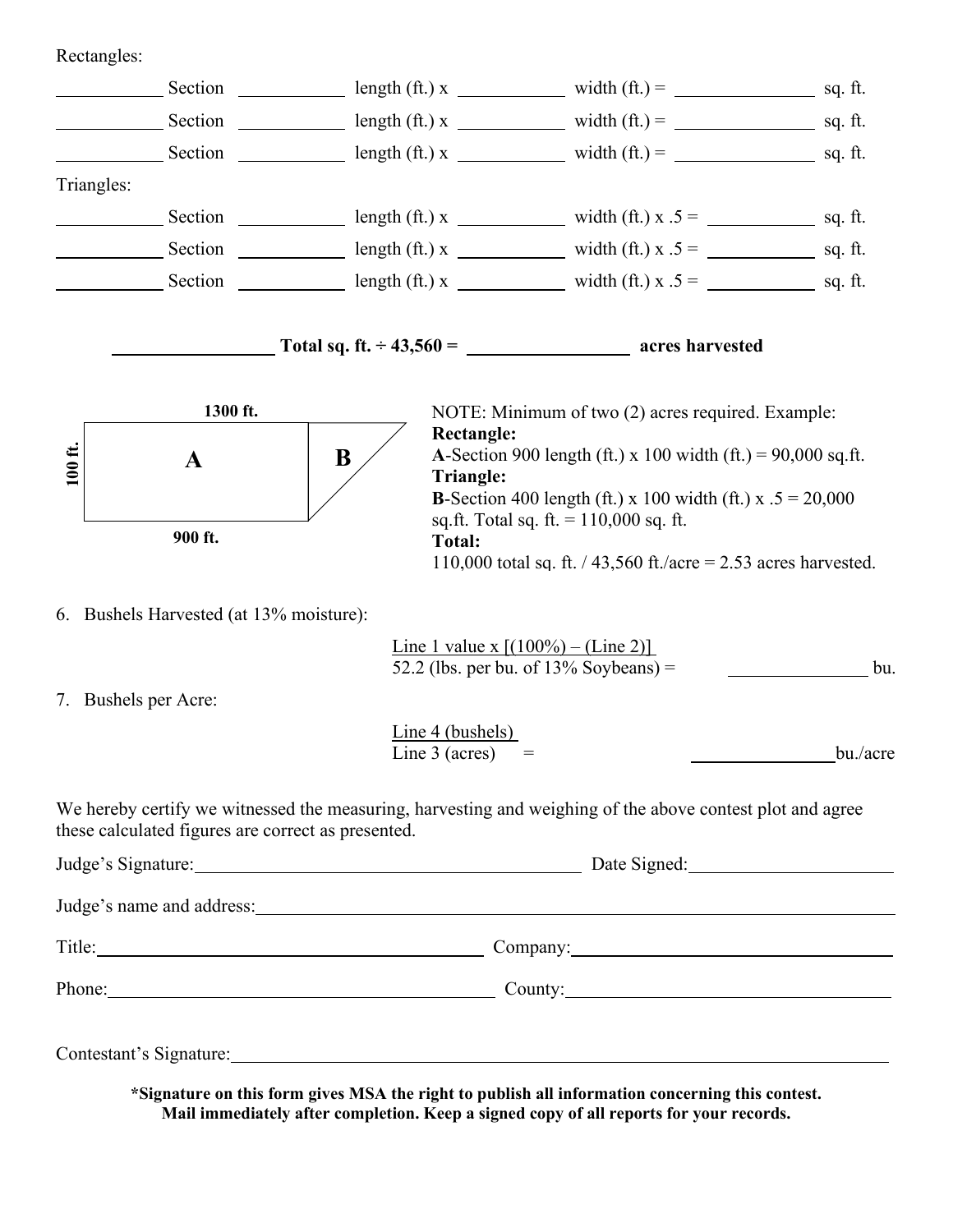Rectangles:

\_\_\_\_\_\_\_\_\_\_ Section \_\_\_\_\_\_\_\_\_\_ length (ft.) x \_\_\_\_\_\_\_\_\_\_ width (ft.) = \_\_\_\_\_\_\_\_\_\_\_\_\_ sq. ft.

\_\_\_\_\_\_\_\_\_\_ Section \_\_\_\_\_\_\_\_\_\_ length (ft.) x \_\_\_\_\_\_\_\_\_\_ width (ft.) = \_\_\_\_\_\_\_\_\_\_\_\_\_ sq. ft.

\_\_\_\_\_\_\_\_\_\_ Section \_\_\_\_\_\_\_\_\_\_ length (ft.) x \_\_\_\_\_\_\_\_\_\_ width (ft.) = \_\_\_\_\_\_\_\_\_\_\_\_\_ sq. ft.

Triangles:

\_\_\_\_\_\_\_\_\_\_ Section \_\_\_\_\_\_\_\_\_\_ length (ft.) x \_\_\_\_\_\_\_\_\_\_ width (ft.) x .5 = \_\_\_\_\_\_\_\_\_\_ sq. ft.

\_\_\_\_\_\_\_\_\_\_ Section \_\_\_\_\_\_\_\_\_\_ length (ft.) x \_\_\_\_\_\_\_\_\_\_ width (ft.) x .5 = \_\_\_\_\_\_\_\_\_\_ sq. ft.

\_\_\_\_\_\_\_\_\_\_ Section \_\_\_\_\_\_\_\_\_\_ length (ft.) x \_\_\_\_\_\_\_\_\_\_ width (ft.) x .5 = \_\_\_\_\_\_\_\_\_\_ sq. ft.

\_\_\_\_\_\_\_\_\_\_\_\_\_\_ **Total sq. ft. ÷ 43,560 =** \_\_\_\_\_\_\_\_\_\_\_\_\_\_ **acres harvested**

**1300 ft.**

**100 ft.** **A** **B**

**900 ft.**

NOTE: Minimum of two (2) acres required. Example:
**Rectangle:**
**A**-Section 900 length (ft.) x 100 width (ft.) = 90,000 sq.ft.
**Triangle:**
**B**-Section 400 length (ft.) x 100 width (ft.) x .5 = 20,000 sq.ft. Total sq. ft. = 110,000 sq. ft.
**Total:**
110,000 total sq. ft. / 43,560 ft./acre = 2.53 acres harvested.

6. Bushels Harvested (at 13% moisture):

$$\frac{\text{Line 1 value x [(100\%) – (Line 2)]}}{\text{52.2 (lbs. per bu. of 13\% Soybeans)}} = \_\_\_\_\_\_\_\_\_\_\_\_ \text{ bu.}$$

7. Bushels per Acre:

$$\frac{\text{Line 4 (bushels)}}{\text{Line 3 (acres)}} = \_\_\_\_\_\_\_\_\_\_\_\_ \text{bu./acre}$$

We hereby certify we witnessed the measuring, harvesting and weighing of the above contest plot and agree these calculated figures are correct as presented.

Judge's Signature:\_\_\_\_\_\_\_\_\_\_\_\_\_\_\_\_\_\_\_\_\_\_\_\_\_\_\_\_\_\_\_\_ Date Signed:\_\_\_\_\_\_\_\_\_\_\_\_\_\_\_\_\_\_

Judge's name and address:\_\_\_\_\_\_\_\_\_\_\_\_\_\_\_\_\_\_\_\_\_\_\_\_\_\_\_\_\_\_\_\_\_\_\_\_\_\_\_\_\_\_\_\_\_\_\_\_

Title:\_\_\_\_\_\_\_\_\_\_\_\_\_\_\_\_\_\_\_\_\_\_\_\_\_\_\_\_\_\_\_\_\_\_ Company:\_\_\_\_\_\_\_\_\_\_\_\_\_\_\_\_\_\_\_\_\_\_\_\_\_\_\_\_\_\_

Phone:\_\_\_\_\_\_\_\_\_\_\_\_\_\_\_\_\_\_\_\_\_\_\_\_\_\_\_\_\_\_\_\_\_\_ County:\_\_\_\_\_\_\_\_\_\_\_\_\_\_\_\_\_\_\_\_\_\_\_\_\_\_\_\_\_\_

Contestant's Signature:\_\_\_\_\_\_\_\_\_\_\_\_\_\_\_\_\_\_\_\_\_\_\_\_\_\_\_\_\_\_\_\_\_\_\_\_\_\_\_\_\_\_\_\_\_\_\_\_\_\_\_\_\_\_

**\*Signature on this form gives MSA the right to publish all information concerning this contest. Mail immediately after completion. Keep a signed copy of all reports for your records.**